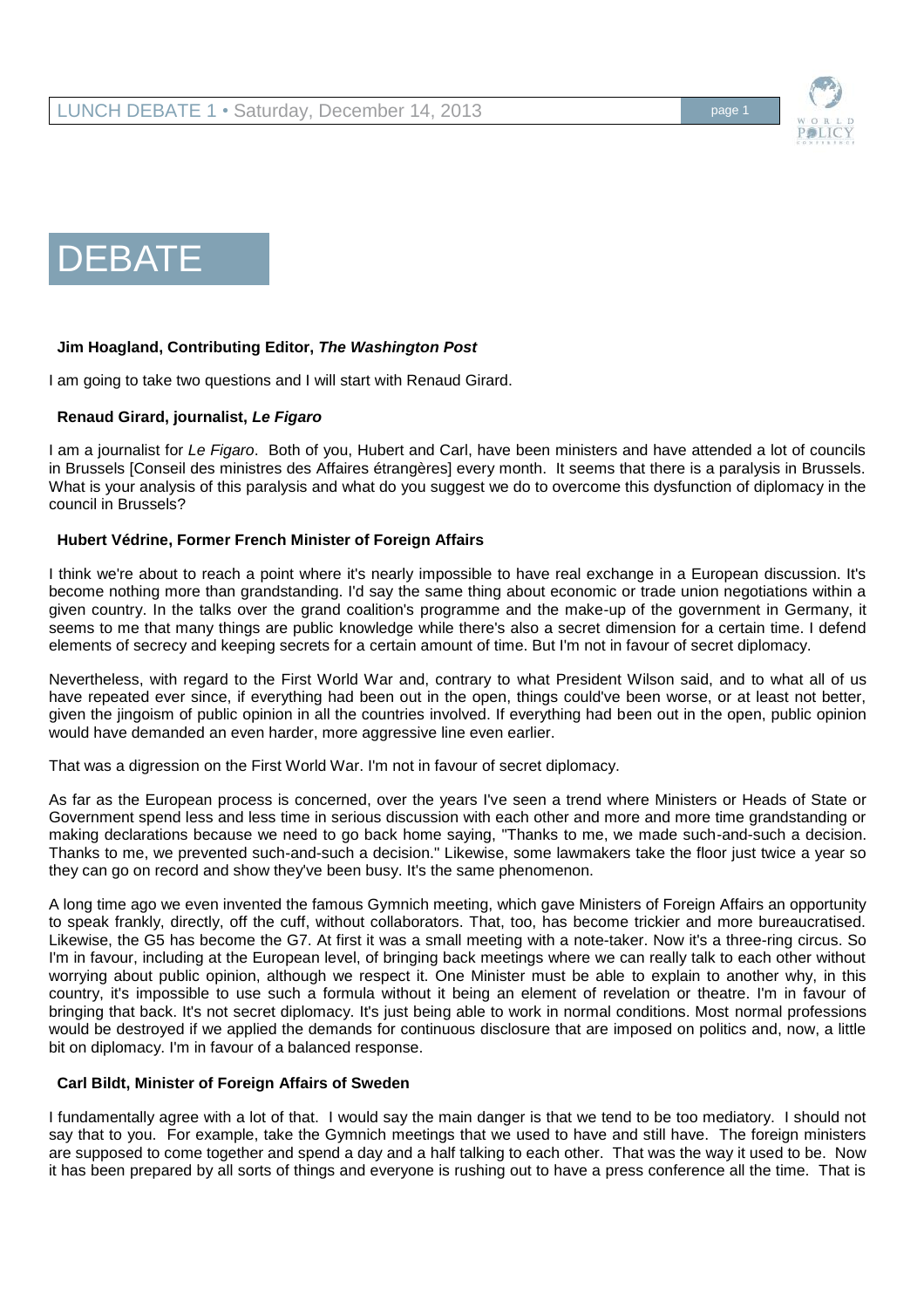# DEBATE

**Jim Hoagland, Contributing Editor, *The Washington Post***

I am going to take two questions and I will start with Renaud Girard.

**Renaud Girard, journalist, *Le Figaro***

I am a journalist for *Le Figaro*. Both of you, Hubert and Carl, have been ministers and have attended a lot of councils in Brussels [Conseil des ministres des Affaires étrangères] every month. It seems that there is a paralysis in Brussels. What is your analysis of this paralysis and what do you suggest we do to overcome this dysfunction of diplomacy in the council in Brussels?

**Hubert Védrine, Former French Minister of Foreign Affairs**

I think we're about to reach a point where it's nearly impossible to have real exchange in a European discussion. It's become nothing more than grandstanding. I'd say the same thing about economic or trade union negotiations within a given country. In the talks over the grand coalition's programme and the make-up of the government in Germany, it seems to me that many things are public knowledge while there's also a secret dimension for a certain time. I defend elements of secrecy and keeping secrets for a certain amount of time. But I'm not in favour of secret diplomacy.

Nevertheless, with regard to the First World War and, contrary to what President Wilson said, and to what all of us have repeated ever since, if everything had been out in the open, things could've been worse, or at least not better, given the jingoism of public opinion in all the countries involved. If everything had been out in the open, public opinion would have demanded an even harder, more aggressive line even earlier.

That was a digression on the First World War. I'm not in favour of secret diplomacy.

As far as the European process is concerned, over the years I've seen a trend where Ministers or Heads of State or Government spend less and less time in serious discussion with each other and more and more time grandstanding or making declarations because we need to go back home saying, "Thanks to me, we made such-and-such a decision. Thanks to me, we prevented such-and-such a decision." Likewise, some lawmakers take the floor just twice a year so they can go on record and show they've been busy. It's the same phenomenon.

A long time ago we even invented the famous Gymnich meeting, which gave Ministers of Foreign Affairs an opportunity to speak frankly, directly, off the cuff, without collaborators. That, too, has become trickier and more bureaucratised. Likewise, the G5 has become the G7. At first it was a small meeting with a note-taker. Now it's a three-ring circus. So I'm in favour, including at the European level, of bringing back meetings where we can really talk to each other without worrying about public opinion, although we respect it. One Minister must be able to explain to another why, in this country, it's impossible to use such a formula without it being an element of revelation or theatre. I'm in favour of bringing that back. It's not secret diplomacy. It's just being able to work in normal conditions. Most normal professions would be destroyed if we applied the demands for continuous disclosure that are imposed on politics and, now, a little bit on diplomacy. I'm in favour of a balanced response.

**Carl Bildt, Minister of Foreign Affairs of Sweden**

I fundamentally agree with a lot of that. I would say the main danger is that we tend to be too mediatory. I should not say that to you. For example, take the Gymnich meetings that we used to have and still have. The foreign ministers are supposed to come together and spend a day and a half talking to each other. That was the way it used to be. Now it has been prepared by all sorts of things and everyone is rushing out to have a press conference all the time. That is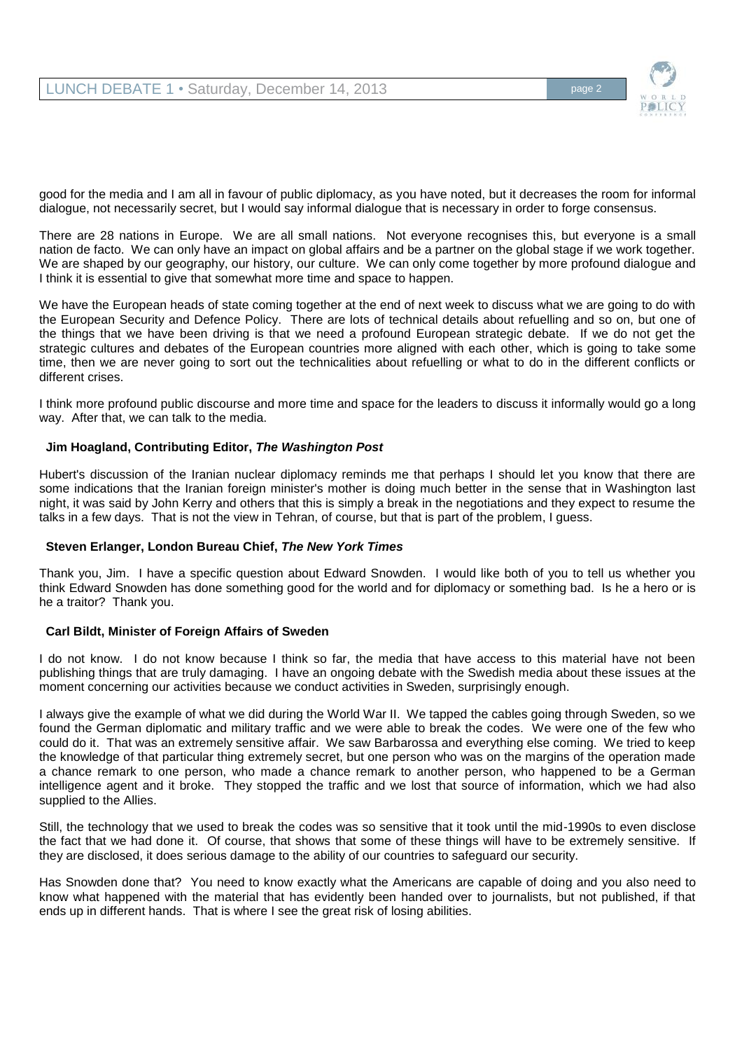good for the media and I am all in favour of public diplomacy, as you have noted, but it decreases the room for informal dialogue, not necessarily secret, but I would say informal dialogue that is necessary in order to forge consensus.

There are 28 nations in Europe. We are all small nations. Not everyone recognises this, but everyone is a small nation de facto. We can only have an impact on global affairs and be a partner on the global stage if we work together. We are shaped by our geography, our history, our culture. We can only come together by more profound dialogue and I think it is essential to give that somewhat more time and space to happen.

We have the European heads of state coming together at the end of next week to discuss what we are going to do with the European Security and Defence Policy. There are lots of technical details about refuelling and so on, but one of the things that we have been driving is that we need a profound European strategic debate. If we do not get the strategic cultures and debates of the European countries more aligned with each other, which is going to take some time, then we are never going to sort out the technicalities about refuelling or what to do in the different conflicts or different crises.

I think more profound public discourse and more time and space for the leaders to discuss it informally would go a long way. After that, we can talk to the media.

**Jim Hoagland, Contributing Editor, *The Washington Post***

Hubert's discussion of the Iranian nuclear diplomacy reminds me that perhaps I should let you know that there are some indications that the Iranian foreign minister's mother is doing much better in the sense that in Washington last night, it was said by John Kerry and others that this is simply a break in the negotiations and they expect to resume the talks in a few days. That is not the view in Tehran, of course, but that is part of the problem, I guess.

**Steven Erlanger, London Bureau Chief, *The New York Times***

Thank you, Jim. I have a specific question about Edward Snowden. I would like both of you to tell us whether you think Edward Snowden has done something good for the world and for diplomacy or something bad. Is he a hero or is he a traitor? Thank you.

**Carl Bildt, Minister of Foreign Affairs of Sweden**

I do not know. I do not know because I think so far, the media that have access to this material have not been publishing things that are truly damaging. I have an ongoing debate with the Swedish media about these issues at the moment concerning our activities because we conduct activities in Sweden, surprisingly enough.

I always give the example of what we did during the World War II. We tapped the cables going through Sweden, so we found the German diplomatic and military traffic and we were able to break the codes. We were one of the few who could do it. That was an extremely sensitive affair. We saw Barbarossa and everything else coming. We tried to keep the knowledge of that particular thing extremely secret, but one person who was on the margins of the operation made a chance remark to one person, who made a chance remark to another person, who happened to be a German intelligence agent and it broke. They stopped the traffic and we lost that source of information, which we had also supplied to the Allies.

Still, the technology that we used to break the codes was so sensitive that it took until the mid-1990s to even disclose the fact that we had done it. Of course, that shows that some of these things will have to be extremely sensitive. If they are disclosed, it does serious damage to the ability of our countries to safeguard our security.

Has Snowden done that? You need to know exactly what the Americans are capable of doing and you also need to know what happened with the material that has evidently been handed over to journalists, but not published, if that ends up in different hands. That is where I see the great risk of losing abilities.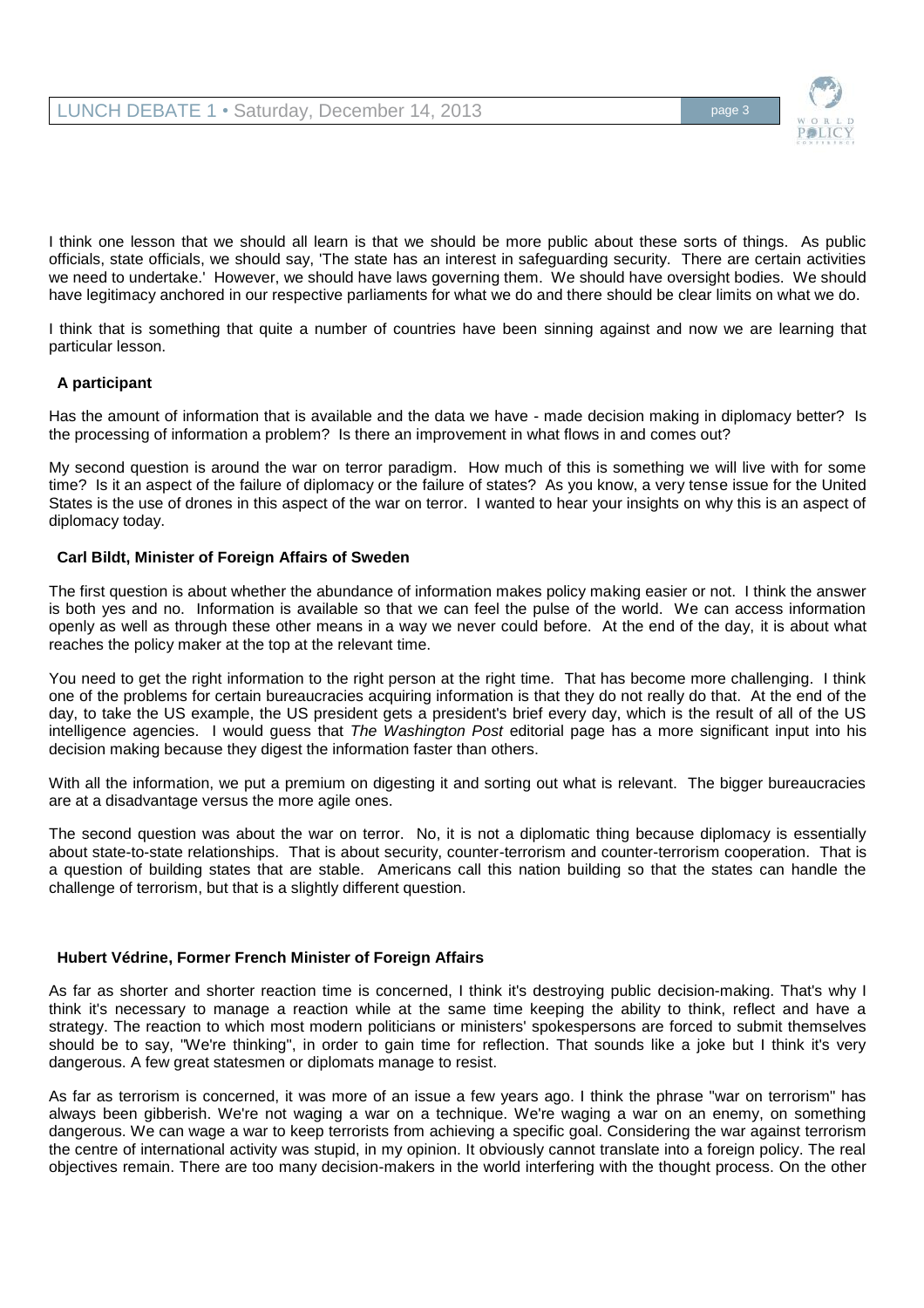I think one lesson that we should all learn is that we should be more public about these sorts of things. As public officials, state officials, we should say, 'The state has an interest in safeguarding security. There are certain activities we need to undertake.' However, we should have laws governing them. We should have oversight bodies. We should have legitimacy anchored in our respective parliaments for what we do and there should be clear limits on what we do.

I think that is something that quite a number of countries have been sinning against and now we are learning that particular lesson.

**A participant**

Has the amount of information that is available and the data we have - made decision making in diplomacy better? Is the processing of information a problem? Is there an improvement in what flows in and comes out?

My second question is around the war on terror paradigm. How much of this is something we will live with for some time? Is it an aspect of the failure of diplomacy or the failure of states? As you know, a very tense issue for the United States is the use of drones in this aspect of the war on terror. I wanted to hear your insights on why this is an aspect of diplomacy today.

**Carl Bildt, Minister of Foreign Affairs of Sweden**

The first question is about whether the abundance of information makes policy making easier or not. I think the answer is both yes and no. Information is available so that we can feel the pulse of the world. We can access information openly as well as through these other means in a way we never could before. At the end of the day, it is about what reaches the policy maker at the top at the relevant time.

You need to get the right information to the right person at the right time. That has become more challenging. I think one of the problems for certain bureaucracies acquiring information is that they do not really do that. At the end of the day, to take the US example, the US president gets a president's brief every day, which is the result of all of the US intelligence agencies. I would guess that *The Washington Post* editorial page has a more significant input into his decision making because they digest the information faster than others.

With all the information, we put a premium on digesting it and sorting out what is relevant. The bigger bureaucracies are at a disadvantage versus the more agile ones.

The second question was about the war on terror. No, it is not a diplomatic thing because diplomacy is essentially about state-to-state relationships. That is about security, counter-terrorism and counter-terrorism cooperation. That is a question of building states that are stable. Americans call this nation building so that the states can handle the challenge of terrorism, but that is a slightly different question.

**Hubert Védrine, Former French Minister of Foreign Affairs**

As far as shorter and shorter reaction time is concerned, I think it's destroying public decision-making. That's why I think it's necessary to manage a reaction while at the same time keeping the ability to think, reflect and have a strategy. The reaction to which most modern politicians or ministers' spokespersons are forced to submit themselves should be to say, "We're thinking", in order to gain time for reflection. That sounds like a joke but I think it's very dangerous. A few great statesmen or diplomats manage to resist.

As far as terrorism is concerned, it was more of an issue a few years ago. I think the phrase "war on terrorism" has always been gibberish. We're not waging a war on a technique. We're waging a war on an enemy, on something dangerous. We can wage a war to keep terrorists from achieving a specific goal. Considering the war against terrorism the centre of international activity was stupid, in my opinion. It obviously cannot translate into a foreign policy. The real objectives remain. There are too many decision-makers in the world interfering with the thought process. On the other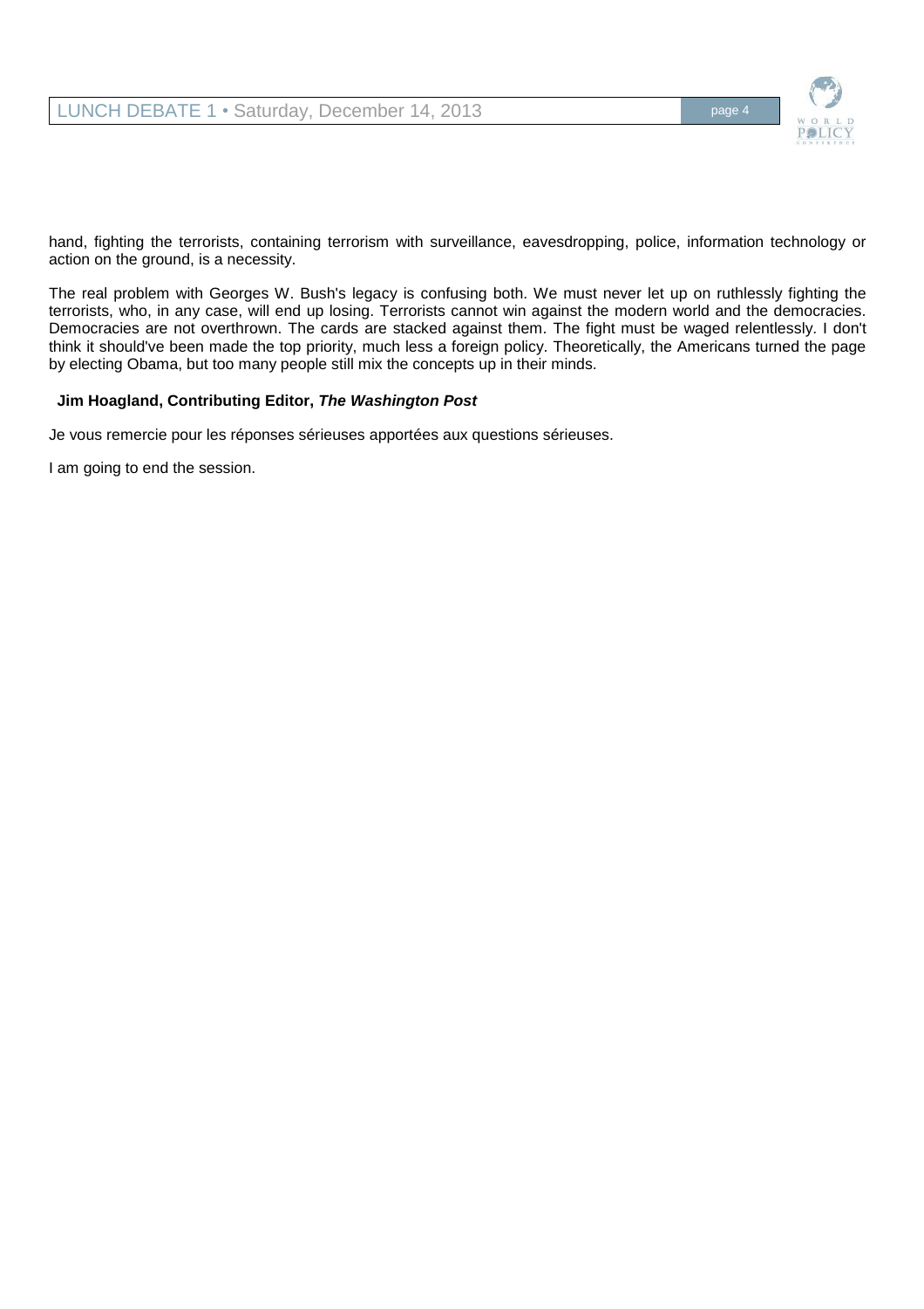hand, fighting the terrorists, containing terrorism with surveillance, eavesdropping, police, information technology or action on the ground, is a necessity.

The real problem with Georges W. Bush's legacy is confusing both. We must never let up on ruthlessly fighting the terrorists, who, in any case, will end up losing. Terrorists cannot win against the modern world and the democracies. Democracies are not overthrown. The cards are stacked against them. The fight must be waged relentlessly. I don't think it should've been made the top priority, much less a foreign policy. Theoretically, the Americans turned the page by electing Obama, but too many people still mix the concepts up in their minds.

**Jim Hoagland, Contributing Editor, *The Washington Post***

Je vous remercie pour les réponses sérieuses apportées aux questions sérieuses.

I am going to end the session.